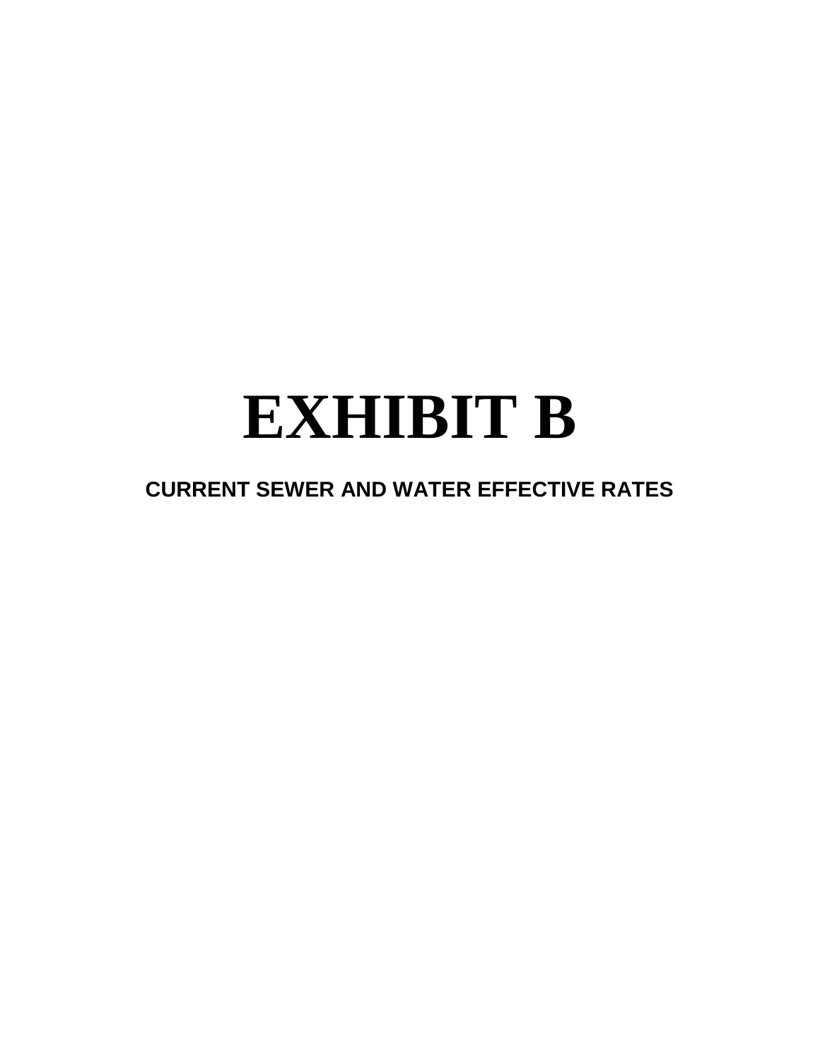# EXHIBIT B

**CURRENT SEWER AND WATER EFFECTIVE RATES**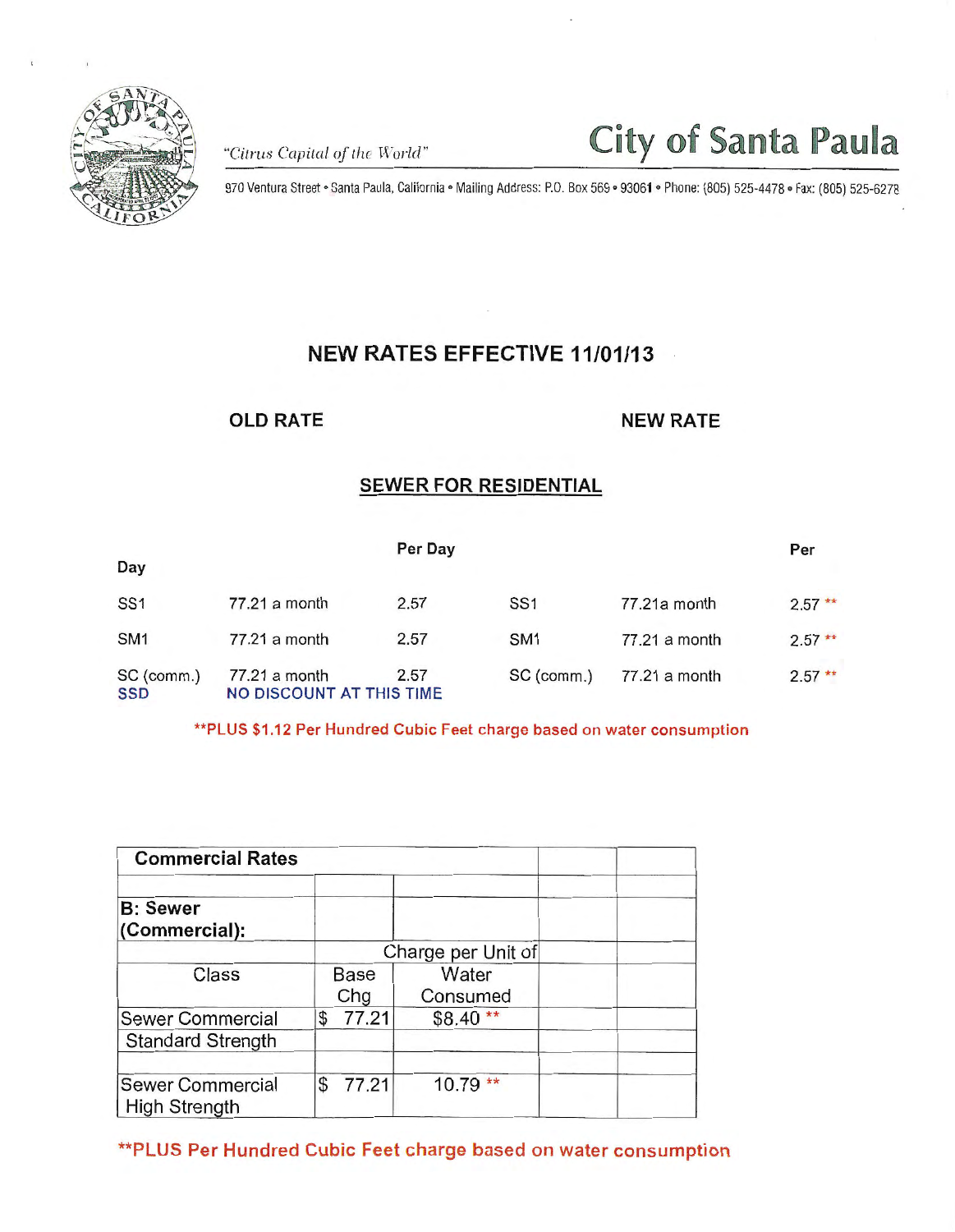*"Citrus Capital of the World"*

# City of Santa Paula

970 Ventura Street • Santa Paula, California • Mailing Address: P.O. Box 569 • 93061 • Phone: (805) 525-4478 • Fax: (805) 525-6278

## NEW RATES EFFECTIVE 11/01/13

**OLD RATE** **NEW RATE**

### SEWER FOR RESIDENTIAL

| Day | | Per Day | | | Per |
|---|---|---|---|---|---|
| SS1 | 77.21 a month | 2.57 | SS1 | 77.21a month | 2.57 ** |
| SM1 | 77.21 a month | 2.57 | SM1 | 77.21 a month | 2.57 ** |
| SC (comm.) | 77.21 a month | 2.57 | SC (comm.) | 77.21 a month | 2.57 ** |
| SSD | NO DISCOUNT AT THIS TIME | | | | |

**PLUS $1.12 Per Hundred Cubic Feet charge based on water consumption

| Commercial Rates | | | | |
|---|---|---|---|---|
| | | | | |
| **B: Sewer (Commercial):** | | | | |
| | | Charge per Unit of | | |
| Class | Base Chg | Water Consumed | | |
| Sewer Commercial | $ 77.21 | $8.40 ** | | |
| Standard Strength | | | | |
| | | | | |
| Sewer Commercial High Strength | $ 77.21 | 10.79 ** | | |

**PLUS Per Hundred Cubic Feet charge based on water consumption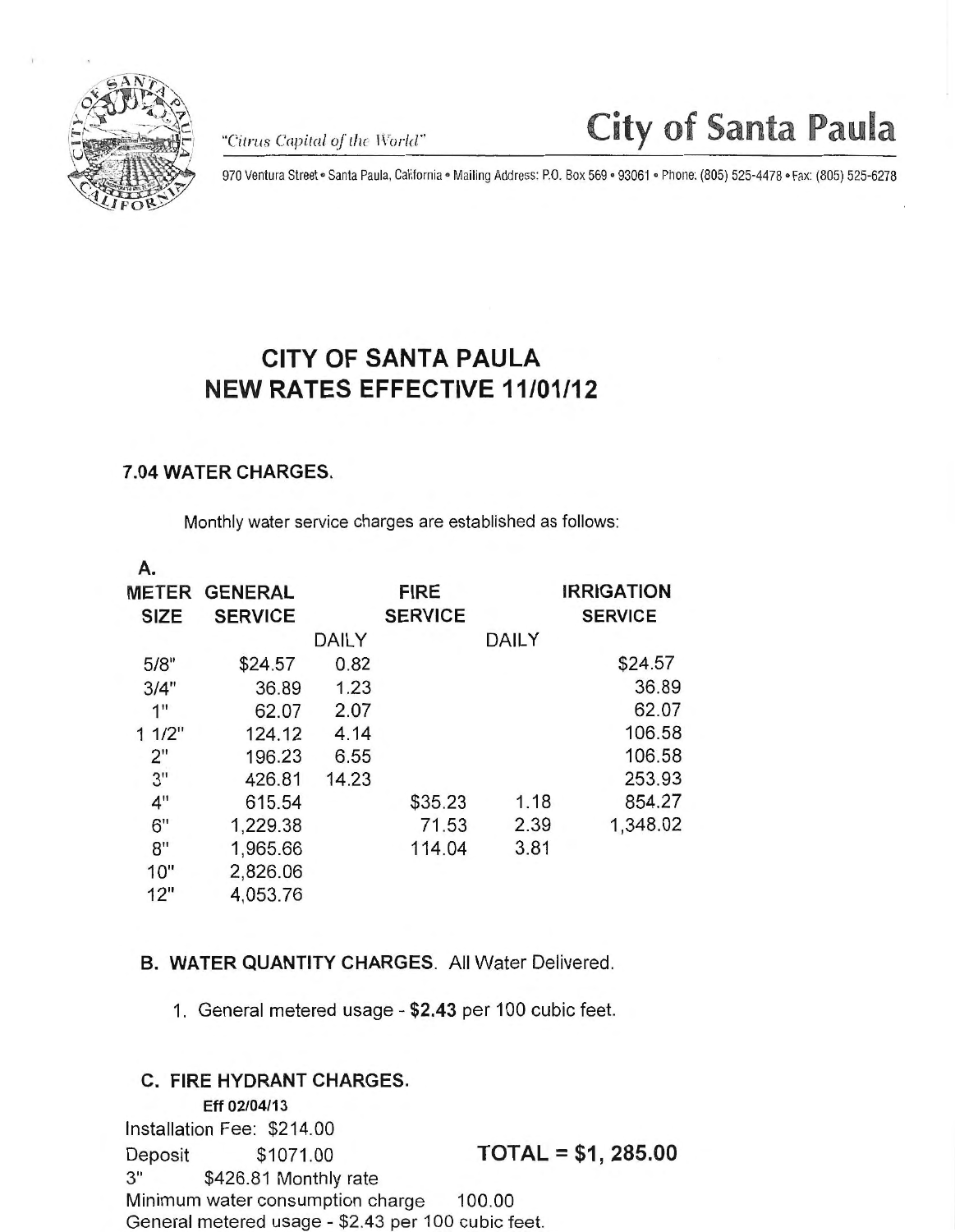"Citrus Capital of the World"

# City of Santa Paula

970 Ventura Street • Santa Paula, California • Mailing Address: P.O. Box 569 • 93061 • Phone: (805) 525-4478 • Fax: (805) 525-6278

## CITY OF SANTA PAULA
## NEW RATES EFFECTIVE 11/01/12

### 7.04 WATER CHARGES.

Monthly water service charges are established as follows:

A.

| METER SIZE | GENERAL SERVICE | DAILY | FIRE SERVICE | DAILY | IRRIGATION SERVICE |
|---|---|---|---|---|---|
| 5/8" | $24.57 | 0.82 | | | $24.57 |
| 3/4" | 36.89 | 1.23 | | | 36.89 |
| 1" | 62.07 | 2.07 | | | 62.07 |
| 1 1/2" | 124.12 | 4.14 | | | 106.58 |
| 2" | 196.23 | 6.55 | | | 106.58 |
| 3" | 426.81 | 14.23 | | | 253.93 |
| 4" | 615.54 | | $35.23 | 1.18 | 854.27 |
| 6" | 1,229.38 | | 71.53 | 2.39 | 1,348.02 |
| 8" | 1,965.66 | | 114.04 | 3.81 | |
| 10" | 2,826.06 | | | | |
| 12" | 4,053.76 | | | | |

**B. WATER QUANTITY CHARGES.** All Water Delivered.

1. General metered usage - **$2.43** per 100 cubic feet.

**C. FIRE HYDRANT CHARGES.**

**Eff 02/04/13**

Installation Fee: $214.00

Deposit $1071.00 **TOTAL = $1, 285.00**

3" $426.81 Monthly rate

Minimum water consumption charge 100.00

General metered usage - $2.43 per 100 cubic feet.